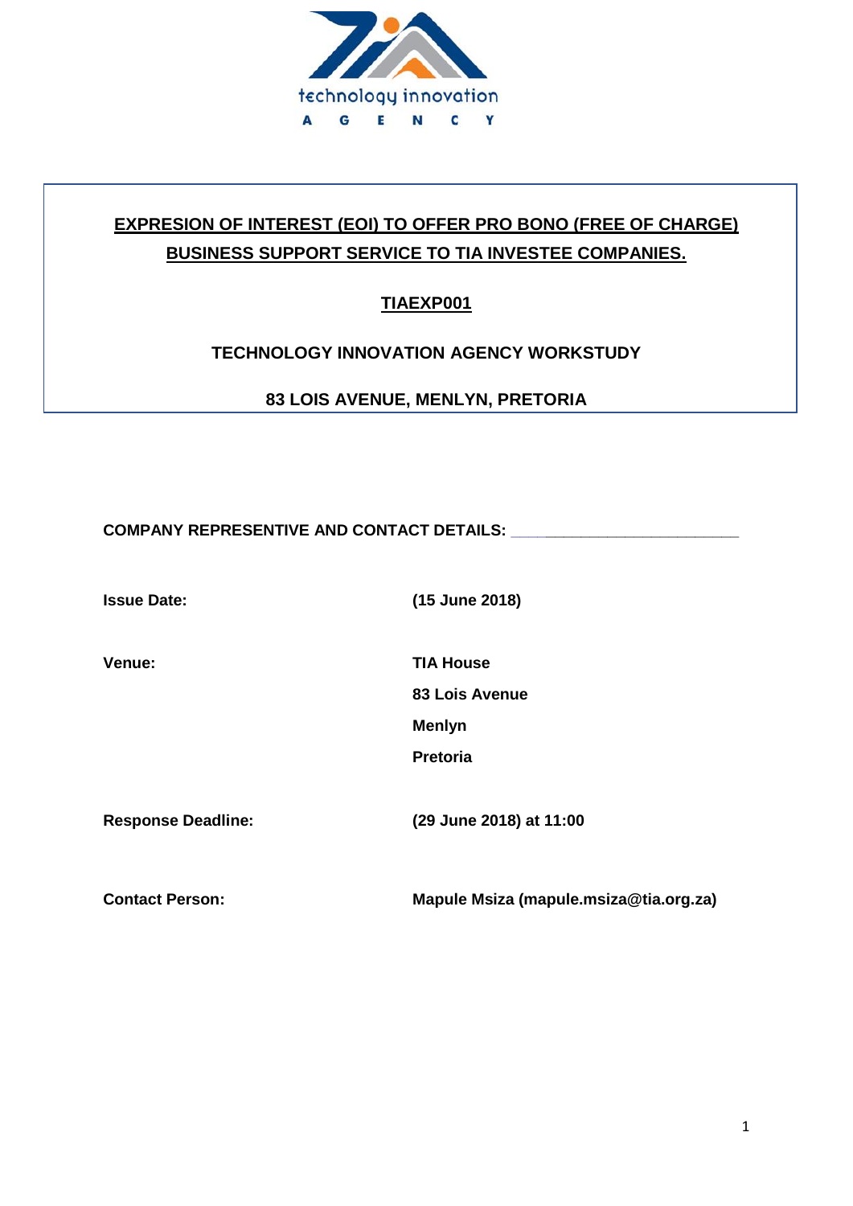technology innovation
AGENCY

**EXPRESION OF INTEREST (EOI) TO OFFER PRO BONO (FREE OF CHARGE) BUSINESS SUPPORT SERVICE TO TIA INVESTEE COMPANIES.**

**TIAEXP001**

**TECHNOLOGY INNOVATION AGENCY WORKSTUDY**

**83 LOIS AVENUE, MENLYN, PRETORIA**

**COMPANY REPRESENTIVE AND CONTACT DETAILS:** ___________________________

| | |
|---|---|
| **Issue Date:** | **(15 June 2018)** |
| **Venue:** | **TIA House**<br>**83 Lois Avenue**<br>**Menlyn**<br>**Pretoria** |
| **Response Deadline:** | **(29 June 2018) at 11:00** |
| **Contact Person:** | **Mapule Msiza (mapule.msiza@tia.org.za)** |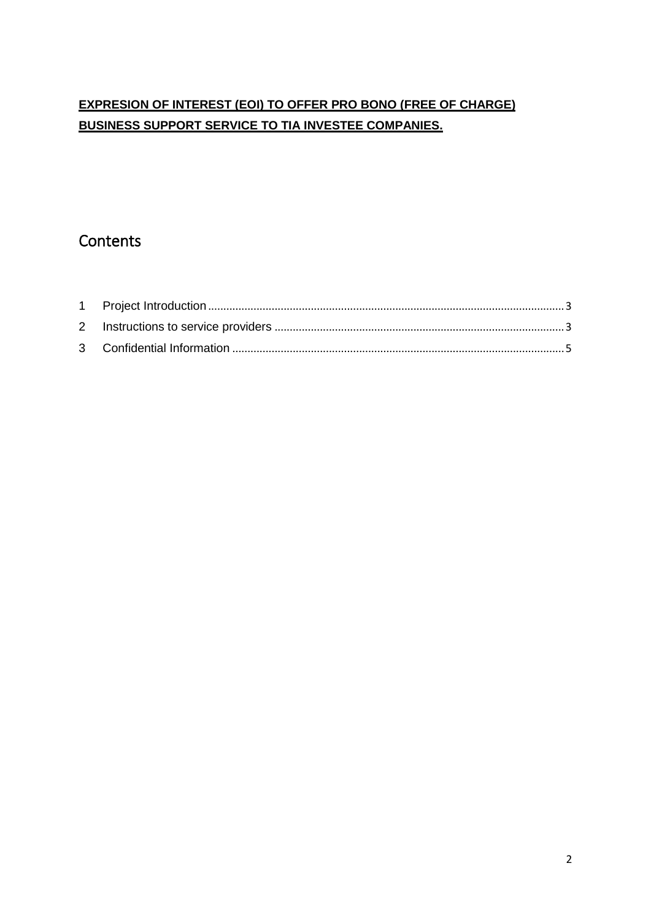**<u>EXPRESION OF INTEREST (EOI) TO OFFER PRO BONO (FREE OF CHARGE) BUSINESS SUPPORT SERVICE TO TIA INVESTEE COMPANIES.</u>**

# Contents

1 Project Introduction ........................................................ 3

2 Instructions to service providers ........................................................ 3

3 Confidential Information ........................................................ 5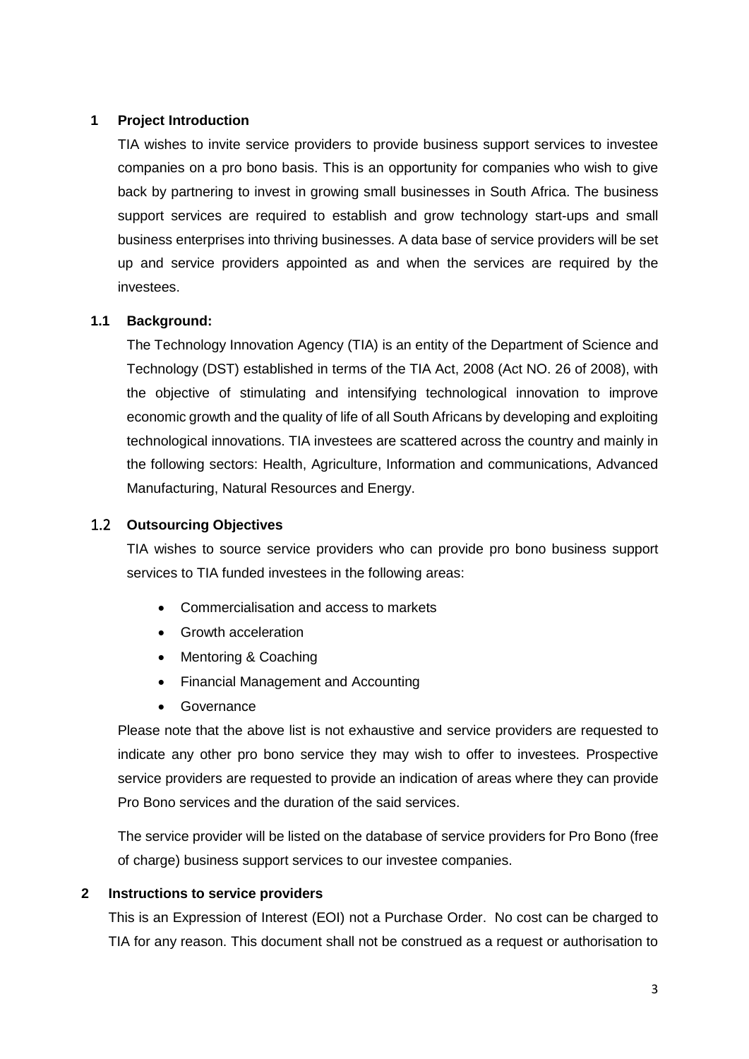## 1 Project Introduction

TIA wishes to invite service providers to provide business support services to investee companies on a pro bono basis. This is an opportunity for companies who wish to give back by partnering to invest in growing small businesses in South Africa. The business support services are required to establish and grow technology start-ups and small business enterprises into thriving businesses. A data base of service providers will be set up and service providers appointed as and when the services are required by the investees.

### 1.1 Background:

The Technology Innovation Agency (TIA) is an entity of the Department of Science and Technology (DST) established in terms of the TIA Act, 2008 (Act NO. 26 of 2008), with the objective of stimulating and intensifying technological innovation to improve economic growth and the quality of life of all South Africans by developing and exploiting technological innovations. TIA investees are scattered across the country and mainly in the following sectors: Health, Agriculture, Information and communications, Advanced Manufacturing, Natural Resources and Energy.

### 1.2 Outsourcing Objectives

TIA wishes to source service providers who can provide pro bono business support services to TIA funded investees in the following areas:

- Commercialisation and access to markets
- Growth acceleration
- Mentoring & Coaching
- Financial Management and Accounting
- Governance

Please note that the above list is not exhaustive and service providers are requested to indicate any other pro bono service they may wish to offer to investees. Prospective service providers are requested to provide an indication of areas where they can provide Pro Bono services and the duration of the said services.

The service provider will be listed on the database of service providers for Pro Bono (free of charge) business support services to our investee companies.

## 2 Instructions to service providers

This is an Expression of Interest (EOI) not a Purchase Order. No cost can be charged to TIA for any reason. This document shall not be construed as a request or authorisation to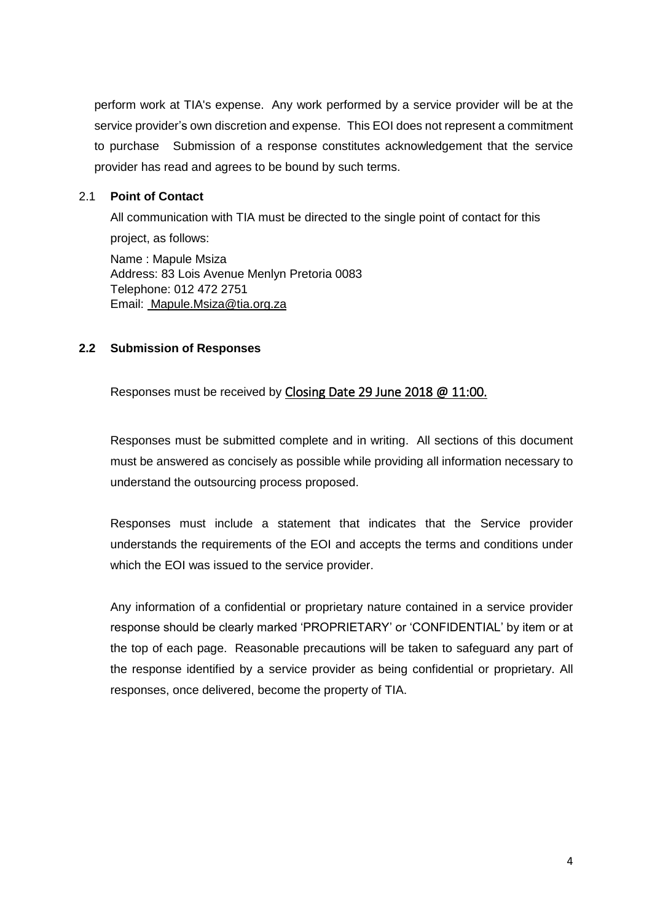perform work at TIA's expense. Any work performed by a service provider will be at the service provider's own discretion and expense. This EOI does not represent a commitment to purchase Submission of a response constitutes acknowledgement that the service provider has read and agrees to be bound by such terms.

2.1 **Point of Contact**

All communication with TIA must be directed to the single point of contact for this project, as follows:

Name : Mapule Msiza
Address: 83 Lois Avenue Menlyn Pretoria 0083
Telephone: 012 472 2751
Email: Mapule.Msiza@tia.org.za

**2.2 Submission of Responses**

Responses must be received by Closing Date 29 June 2018 @ 11:00.

Responses must be submitted complete and in writing. All sections of this document must be answered as concisely as possible while providing all information necessary to understand the outsourcing process proposed.

Responses must include a statement that indicates that the Service provider understands the requirements of the EOI and accepts the terms and conditions under which the EOI was issued to the service provider.

Any information of a confidential or proprietary nature contained in a service provider response should be clearly marked 'PROPRIETARY' or 'CONFIDENTIAL' by item or at the top of each page. Reasonable precautions will be taken to safeguard any part of the response identified by a service provider as being confidential or proprietary. All responses, once delivered, become the property of TIA.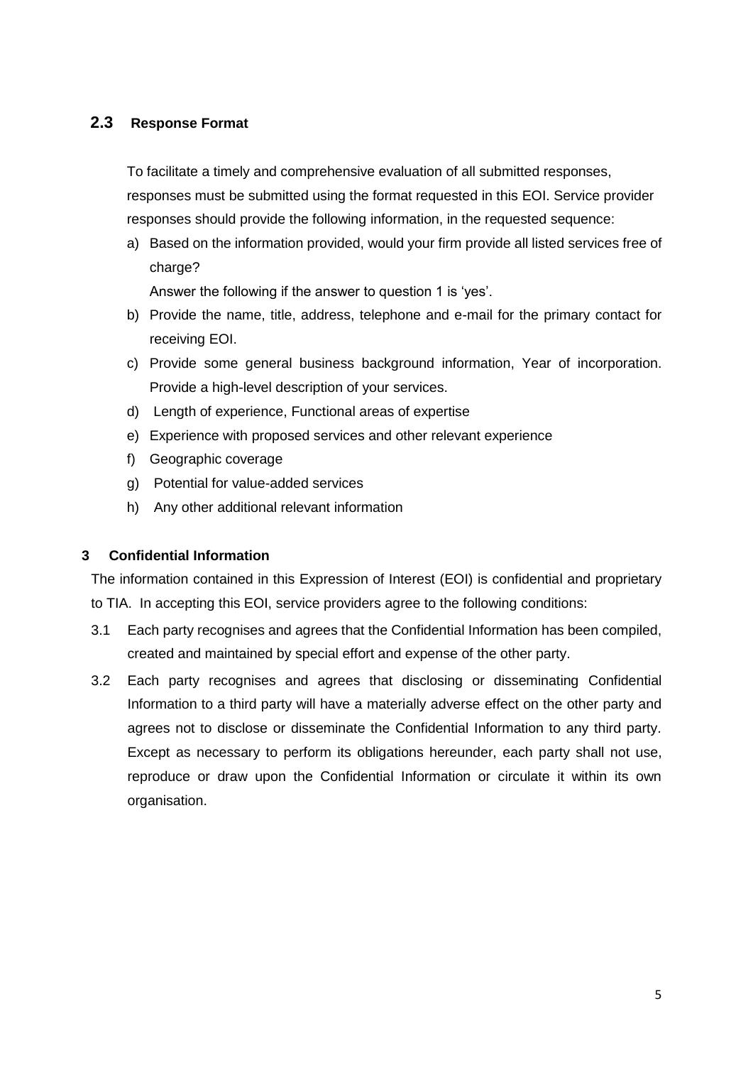## 2.3 Response Format

To facilitate a timely and comprehensive evaluation of all submitted responses, responses must be submitted using the format requested in this EOI. Service provider responses should provide the following information, in the requested sequence:

a) Based on the information provided, would your firm provide all listed services free of charge?

   Answer the following if the answer to question 1 is 'yes'.

b) Provide the name, title, address, telephone and e-mail for the primary contact for receiving EOI.
c) Provide some general business background information, Year of incorporation. Provide a high-level description of your services.
d) Length of experience, Functional areas of expertise
e) Experience with proposed services and other relevant experience
f) Geographic coverage
g) Potential for value-added services
h) Any other additional relevant information

# 3 Confidential Information

The information contained in this Expression of Interest (EOI) is confidential and proprietary to TIA. In accepting this EOI, service providers agree to the following conditions:

3.1 Each party recognises and agrees that the Confidential Information has been compiled, created and maintained by special effort and expense of the other party.

3.2 Each party recognises and agrees that disclosing or disseminating Confidential Information to a third party will have a materially adverse effect on the other party and agrees not to disclose or disseminate the Confidential Information to any third party. Except as necessary to perform its obligations hereunder, each party shall not use, reproduce or draw upon the Confidential Information or circulate it within its own organisation.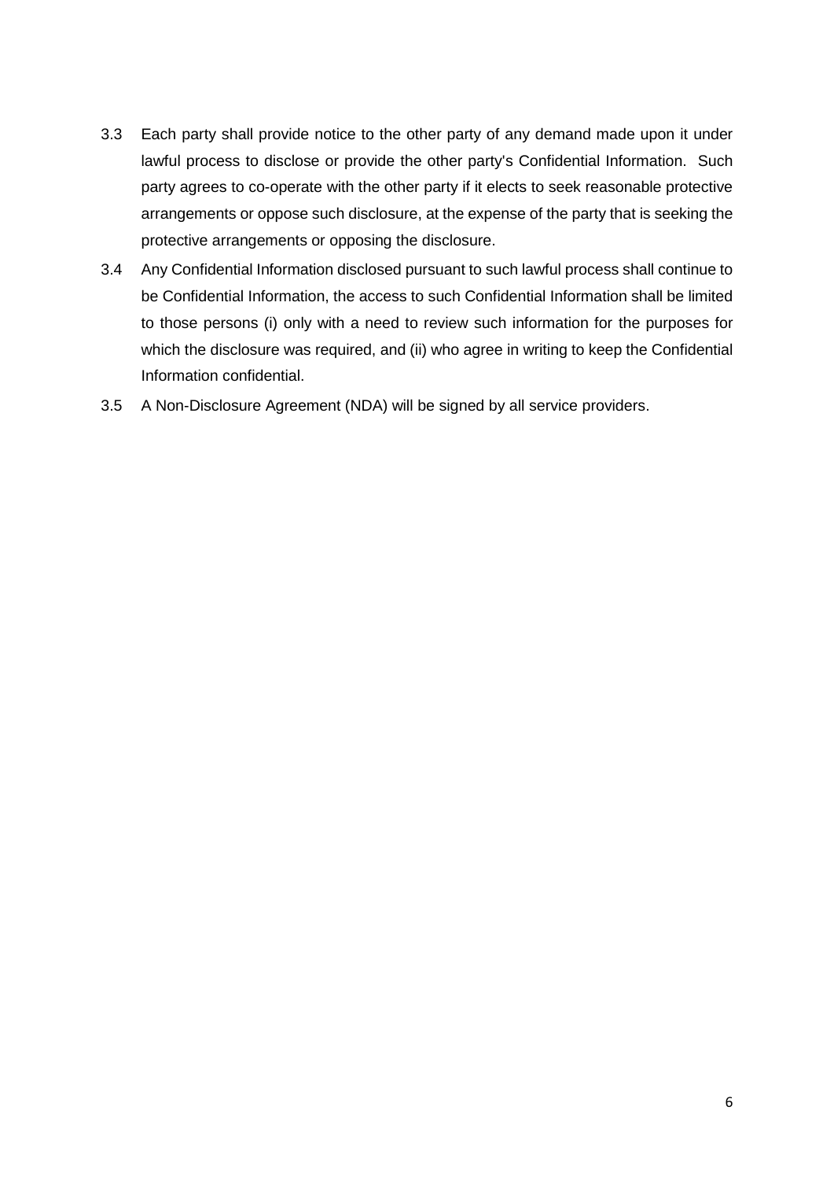3.3 Each party shall provide notice to the other party of any demand made upon it under lawful process to disclose or provide the other party's Confidential Information. Such party agrees to co-operate with the other party if it elects to seek reasonable protective arrangements or oppose such disclosure, at the expense of the party that is seeking the protective arrangements or opposing the disclosure.

3.4 Any Confidential Information disclosed pursuant to such lawful process shall continue to be Confidential Information, the access to such Confidential Information shall be limited to those persons (i) only with a need to review such information for the purposes for which the disclosure was required, and (ii) who agree in writing to keep the Confidential Information confidential.

3.5 A Non-Disclosure Agreement (NDA) will be signed by all service providers.